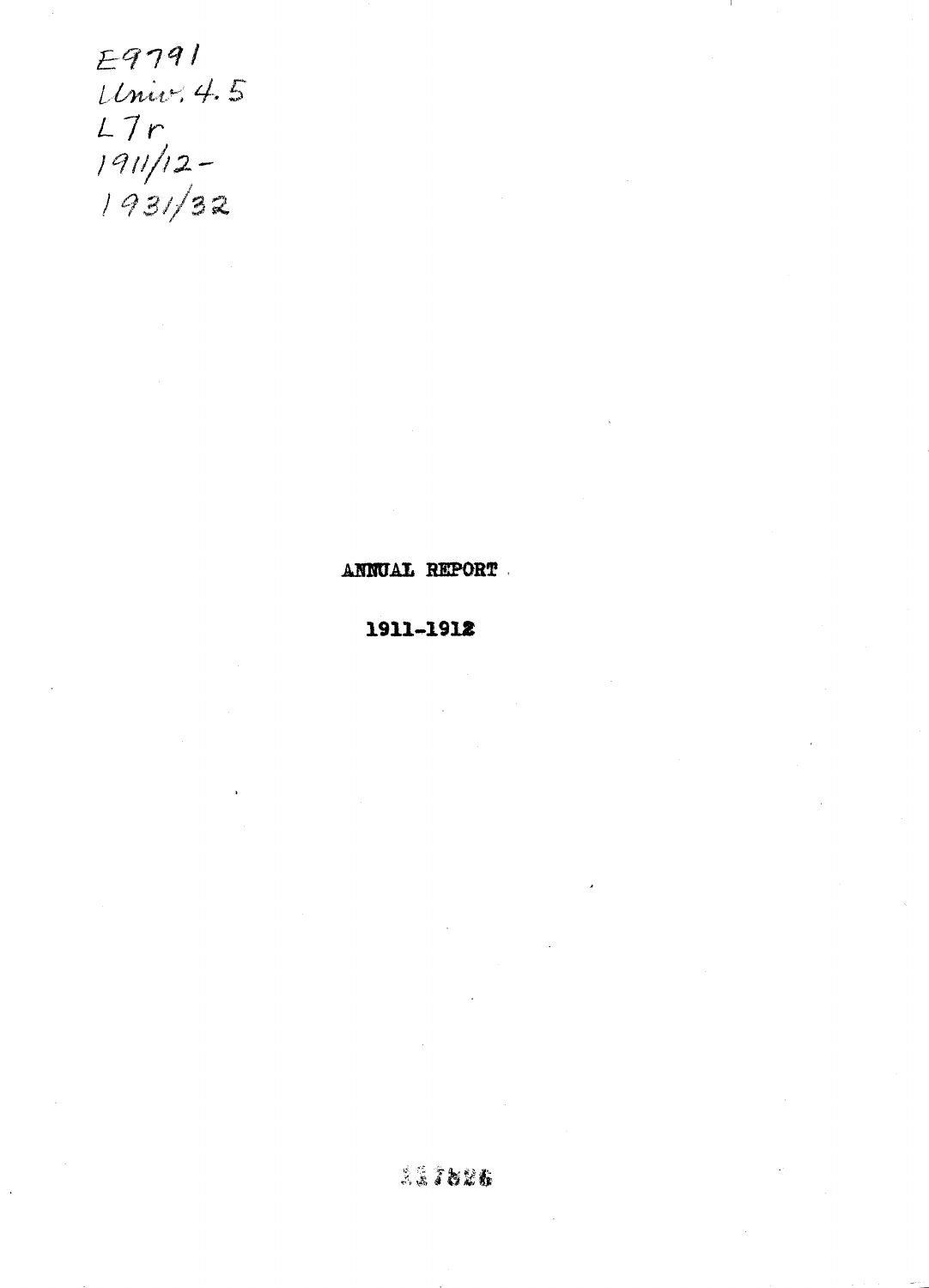E9791
Univ. 4.5
L7r
1911/12-
1931/32

# ANNUAL REPORT

## 1911-1912

337826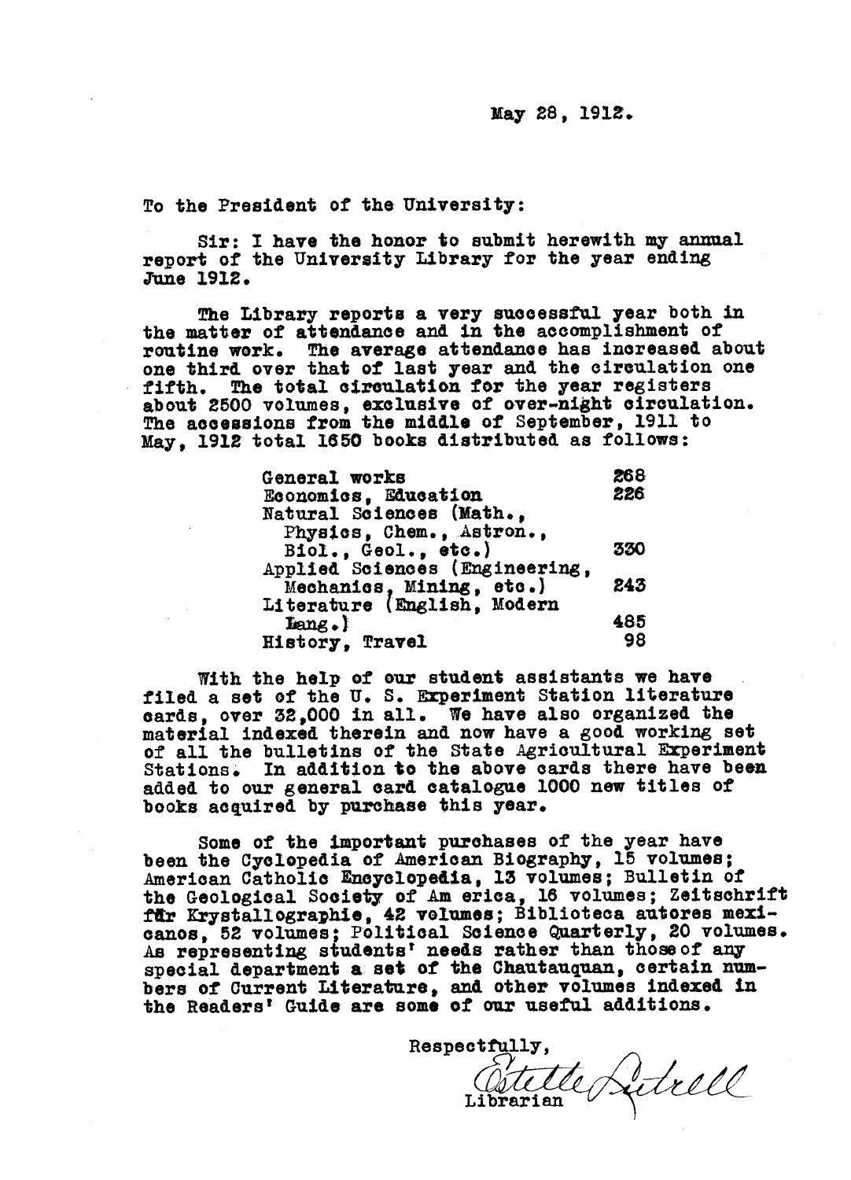May 28, 1912.

To the President of the University:

Sir: I have the honor to submit herewith my annual report of the University Library for the year ending June 1912.

The Library reports a very successful year both in the matter of attendance and in the accomplishment of routine work. The average attendance has increased about one third over that of last year and the circulation one fifth. The total circulation for the year registers about 2500 volumes, exclusive of over-night circulation. The accessions from the middle of September, 1911 to May, 1912 total 1650 books distributed as follows:

| | |
|---|---|
| General works | 268 |
| Economics, Education | 226 |
| Natural Sciences (Math., Physics, Chem., Astron., Biol., Geol., etc.) | 330 |
| Applied Sciences (Engineering, Mechanics, Mining, etc.) | 243 |
| Literature (English, Modern Lang.) | 485 |
| History, Travel | 98 |

With the help of our student assistants we have filed a set of the U. S. Experiment Station literature cards, over 32,000 in all. We have also organized the material indexed therein and now have a good working set of all the bulletins of the State Agricultural Experiment Stations. In addition to the above cards there have been added to our general card catalogue 1000 new titles of books acquired by purchase this year.

Some of the important purchases of the year have been the Cyclopedia of American Biography, 15 volumes; American Catholic Encyclopedia, 13 volumes; Bulletin of the Geological Society of Am erica, 16 volumes; Zeitschrift für Krystallographie, 42 volumes; Biblioteca autores mexicanos, 52 volumes; Political Science Quarterly, 20 volumes. As representing students' needs rather than those of any special department a set of the Chautauquan, certain numbers of Current Literature, and other volumes indexed in the Readers' Guide are some of our useful additions.

Respectfully,

Estelle Lutrell

Librarian